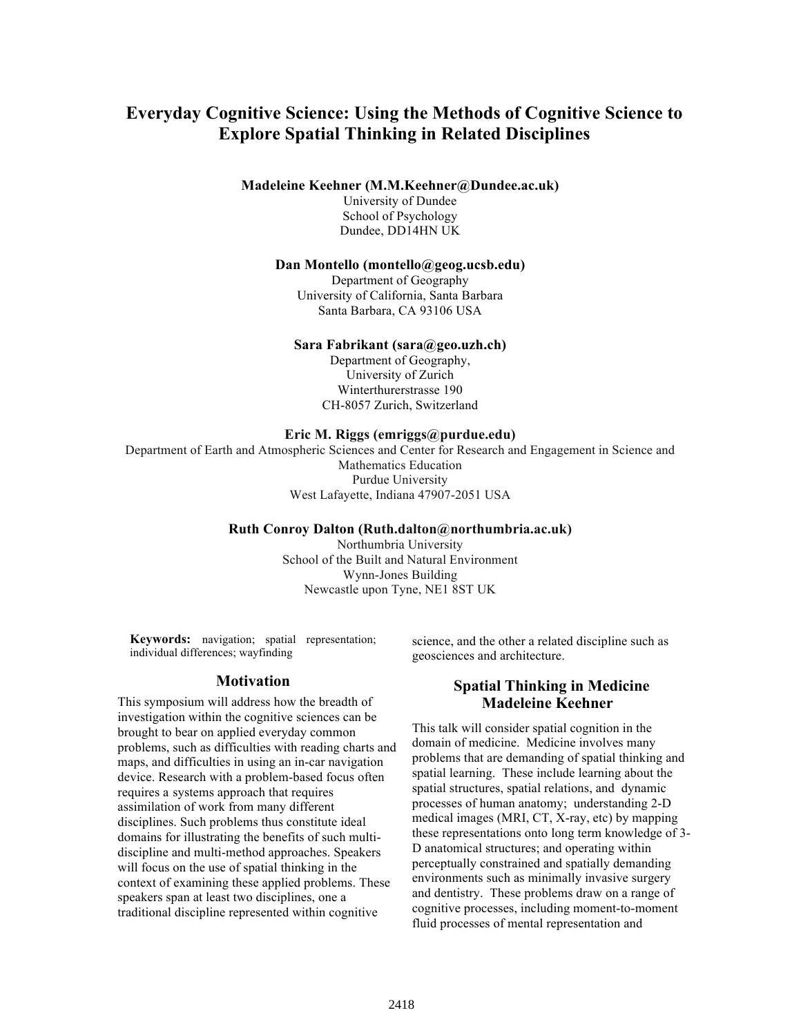# Everyday Cognitive Science: Using the Methods of Cognitive Science to Explore Spatial Thinking in Related Disciplines

**Madeleine Keehner (M.M.Keehner@Dundee.ac.uk)**
University of Dundee
School of Psychology
Dundee, DD14HN UK

**Dan Montello (montello@geog.ucsb.edu)**
Department of Geography
University of California, Santa Barbara
Santa Barbara, CA 93106 USA

**Sara Fabrikant (sara@geo.uzh.ch)**
Department of Geography,
University of Zurich
Winterthurerstrasse 190
CH-8057 Zurich, Switzerland

**Eric M. Riggs (emriggs@purdue.edu)**
Department of Earth and Atmospheric Sciences and Center for Research and Engagement in Science and Mathematics Education
Purdue University
West Lafayette, Indiana 47907-2051 USA

**Ruth Conroy Dalton (Ruth.dalton@northumbria.ac.uk)**
Northumbria University
School of the Built and Natural Environment
Wynn-Jones Building
Newcastle upon Tyne, NE1 8ST UK

**Keywords:** navigation; spatial representation; individual differences; wayfinding

## Motivation

This symposium will address how the breadth of investigation within the cognitive sciences can be brought to bear on applied everyday common problems, such as difficulties with reading charts and maps, and difficulties in using an in-car navigation device. Research with a problem-based focus often requires a systems approach that requires assimilation of work from many different disciplines. Such problems thus constitute ideal domains for illustrating the benefits of such multi-discipline and multi-method approaches. Speakers will focus on the use of spatial thinking in the context of examining these applied problems. These speakers span at least two disciplines, one a traditional discipline represented within cognitive science, and the other a related discipline such as geosciences and architecture.

## Spatial Thinking in Medicine
## Madeleine Keehner

This talk will consider spatial cognition in the domain of medicine. Medicine involves many problems that are demanding of spatial thinking and spatial learning. These include learning about the spatial structures, spatial relations, and dynamic processes of human anatomy; understanding 2-D medical images (MRI, CT, X-ray, etc) by mapping these representations onto long term knowledge of 3-D anatomical structures; and operating within perceptually constrained and spatially demanding environments such as minimally invasive surgery and dentistry. These problems draw on a range of cognitive processes, including moment-to-moment fluid processes of mental representation and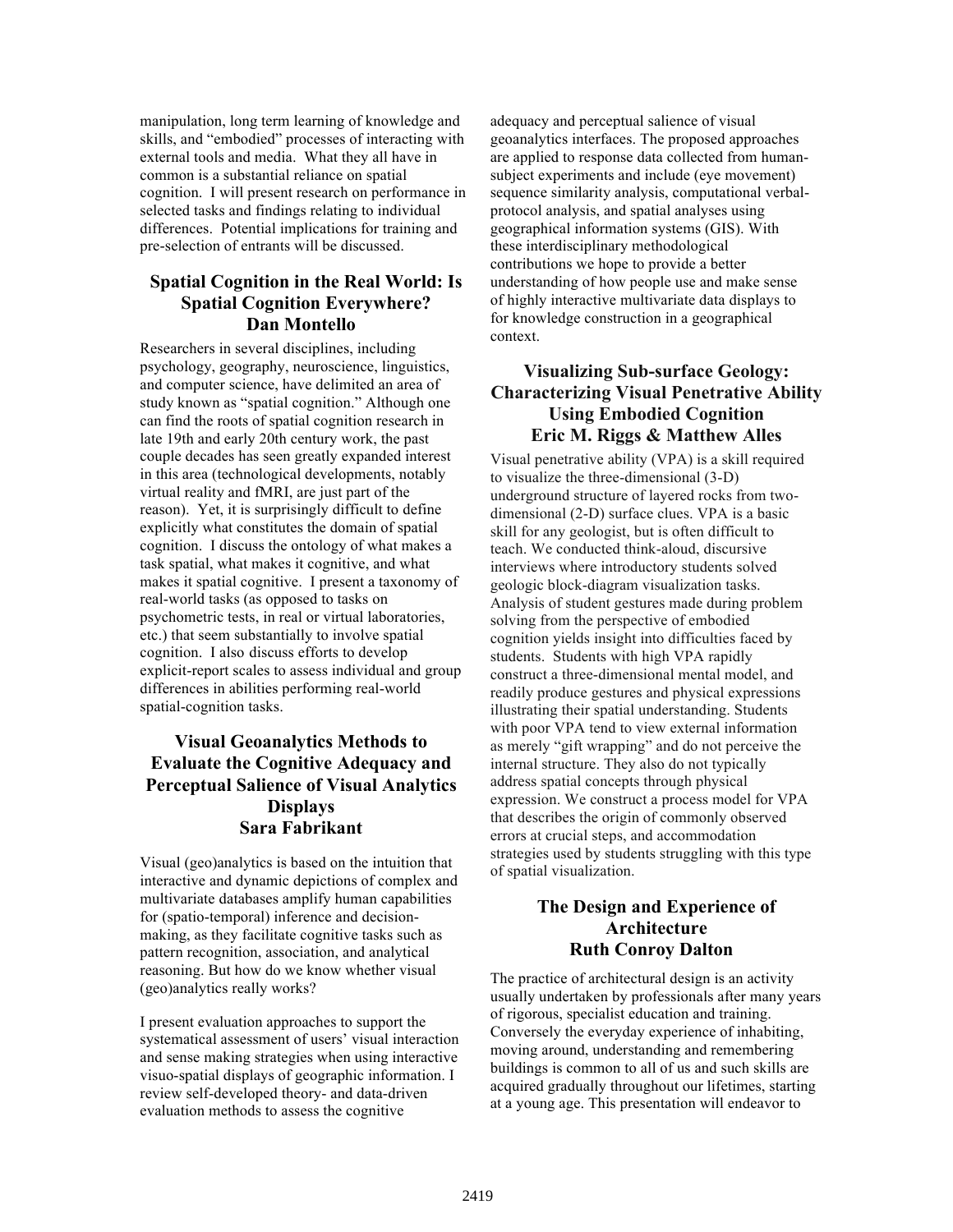manipulation, long term learning of knowledge and skills, and "embodied" processes of interacting with external tools and media. What they all have in common is a substantial reliance on spatial cognition. I will present research on performance in selected tasks and findings relating to individual differences. Potential implications for training and pre-selection of entrants will be discussed.

## Spatial Cognition in the Real World: Is Spatial Cognition Everywhere?
**Dan Montello**

Researchers in several disciplines, including psychology, geography, neuroscience, linguistics, and computer science, have delimited an area of study known as "spatial cognition." Although one can find the roots of spatial cognition research in late 19th and early 20th century work, the past couple decades has seen greatly expanded interest in this area (technological developments, notably virtual reality and fMRI, are just part of the reason). Yet, it is surprisingly difficult to define explicitly what constitutes the domain of spatial cognition. I discuss the ontology of what makes a task spatial, what makes it cognitive, and what makes it spatial cognitive. I present a taxonomy of real-world tasks (as opposed to tasks on psychometric tests, in real or virtual laboratories, etc.) that seem substantially to involve spatial cognition. I also discuss efforts to develop explicit-report scales to assess individual and group differences in abilities performing real-world spatial-cognition tasks.

## Visual Geoanalytics Methods to Evaluate the Cognitive Adequacy and Perceptual Salience of Visual Analytics Displays
**Sara Fabrikant**

Visual (geo)analytics is based on the intuition that interactive and dynamic depictions of complex and multivariate databases amplify human capabilities for (spatio-temporal) inference and decision-making, as they facilitate cognitive tasks such as pattern recognition, association, and analytical reasoning. But how do we know whether visual (geo)analytics really works?

I present evaluation approaches to support the systematical assessment of users' visual interaction and sense making strategies when using interactive visuo-spatial displays of geographic information. I review self-developed theory- and data-driven evaluation methods to assess the cognitive adequacy and perceptual salience of visual geoanalytics interfaces. The proposed approaches are applied to response data collected from human-subject experiments and include (eye movement) sequence similarity analysis, computational verbal-protocol analysis, and spatial analyses using geographical information systems (GIS). With these interdisciplinary methodological contributions we hope to provide a better understanding of how people use and make sense of highly interactive multivariate data displays to for knowledge construction in a geographical context.

## Visualizing Sub-surface Geology: Characterizing Visual Penetrative Ability Using Embodied Cognition
**Eric M. Riggs & Matthew Alles**

Visual penetrative ability (VPA) is a skill required to visualize the three-dimensional (3-D) underground structure of layered rocks from two-dimensional (2-D) surface clues. VPA is a basic skill for any geologist, but is often difficult to teach. We conducted think-aloud, discursive interviews where introductory students solved geologic block-diagram visualization tasks. Analysis of student gestures made during problem solving from the perspective of embodied cognition yields insight into difficulties faced by students. Students with high VPA rapidly construct a three-dimensional mental model, and readily produce gestures and physical expressions illustrating their spatial understanding. Students with poor VPA tend to view external information as merely "gift wrapping" and do not perceive the internal structure. They also do not typically address spatial concepts through physical expression. We construct a process model for VPA that describes the origin of commonly observed errors at crucial steps, and accommodation strategies used by students struggling with this type of spatial visualization.

## The Design and Experience of Architecture
**Ruth Conroy Dalton**

The practice of architectural design is an activity usually undertaken by professionals after many years of rigorous, specialist education and training. Conversely the everyday experience of inhabiting, moving around, understanding and remembering buildings is common to all of us and such skills are acquired gradually throughout our lifetimes, starting at a young age. This presentation will endeavor to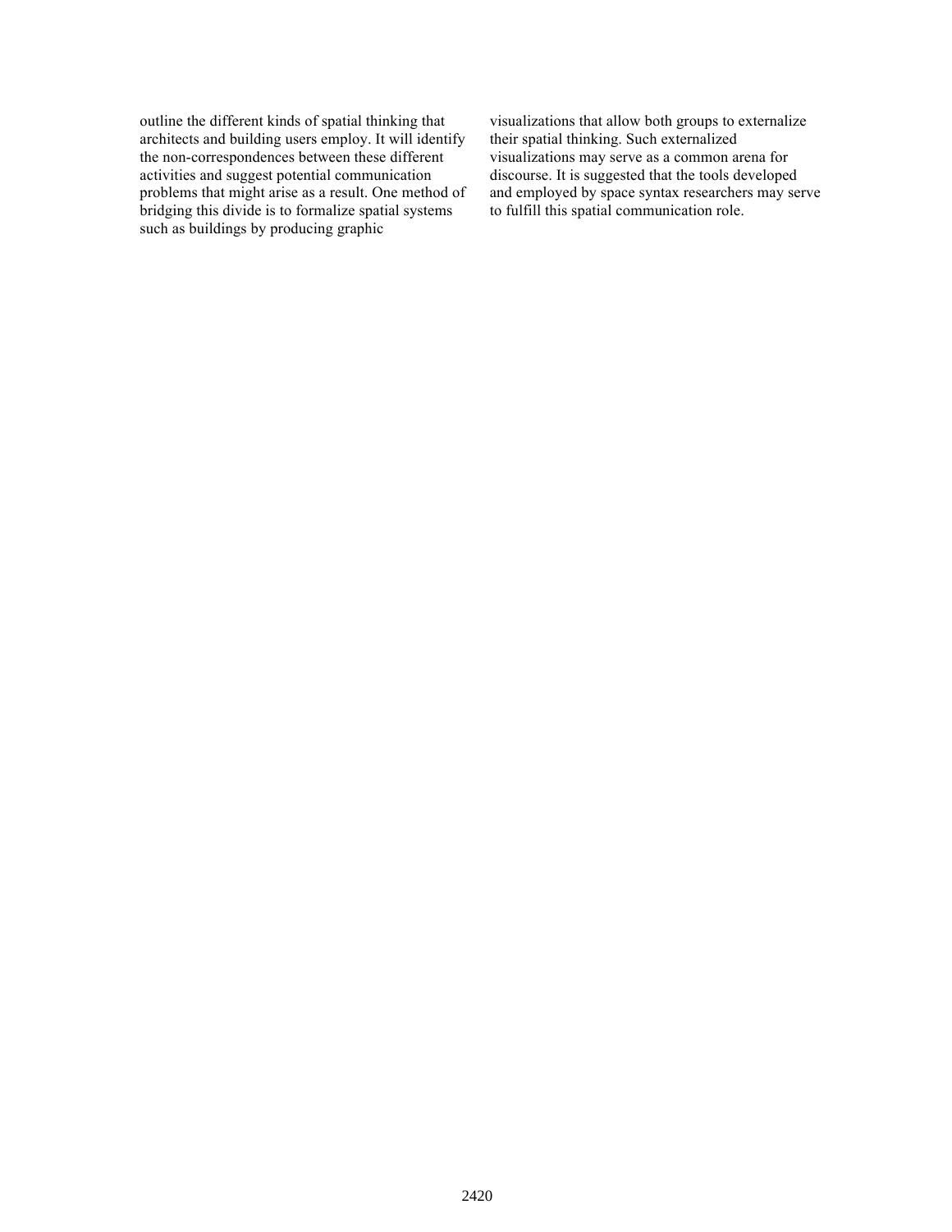outline the different kinds of spatial thinking that architects and building users employ. It will identify the non-correspondences between these different activities and suggest potential communication problems that might arise as a result. One method of bridging this divide is to formalize spatial systems such as buildings by producing graphic visualizations that allow both groups to externalize their spatial thinking. Such externalized visualizations may serve as a common arena for discourse. It is suggested that the tools developed and employed by space syntax researchers may serve to fulfill this spatial communication role.